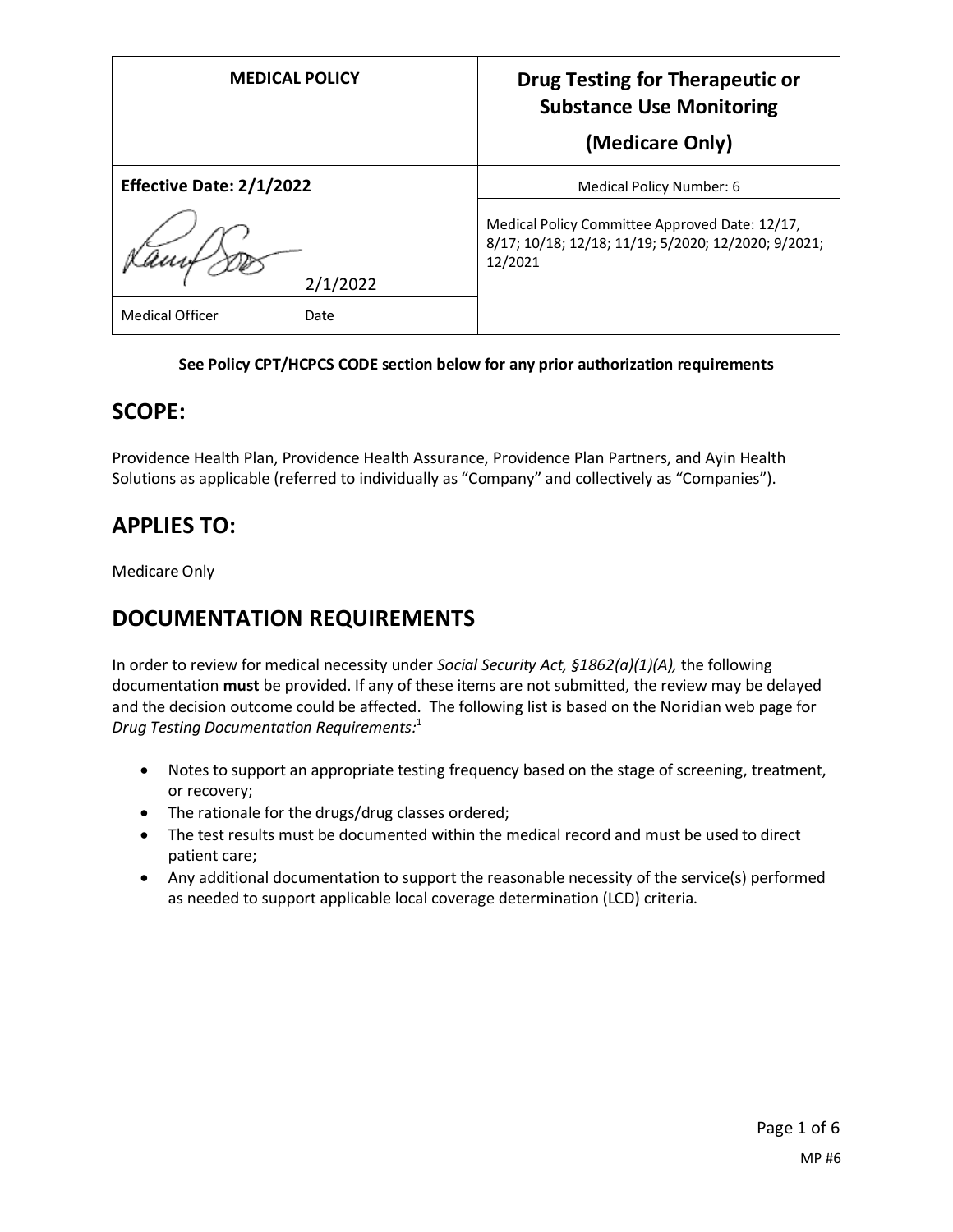| MEDICAL POLICY | Drug Testing for Therapeutic or Substance Use Monitoring (Medicare Only) |
|---|---|
| **Effective Date: 2/1/2022** | Medical Policy Number: 6 |
| 2/1/2022 | Medical Policy Committee Approved Date: 12/17, 8/17; 10/18; 12/18; 11/19; 5/2020; 12/2020; 9/2021; 12/2021 |
| Medical Officer Date | |

**See Policy CPT/HCPCS CODE section below for any prior authorization requirements**

## SCOPE:

Providence Health Plan, Providence Health Assurance, Providence Plan Partners, and Ayin Health Solutions as applicable (referred to individually as "Company" and collectively as "Companies").

## APPLIES TO:

Medicare Only

## DOCUMENTATION REQUIREMENTS

In order to review for medical necessity under *Social Security Act, §1862(a)(1)(A),* the following documentation **must** be provided. If any of these items are not submitted, the review may be delayed and the decision outcome could be affected. The following list is based on the Noridian web page for *Drug Testing Documentation Requirements:*[1]

- Notes to support an appropriate testing frequency based on the stage of screening, treatment, or recovery;
- The rationale for the drugs/drug classes ordered;
- The test results must be documented within the medical record and must be used to direct patient care;
- Any additional documentation to support the reasonable necessity of the service(s) performed as needed to support applicable local coverage determination (LCD) criteria.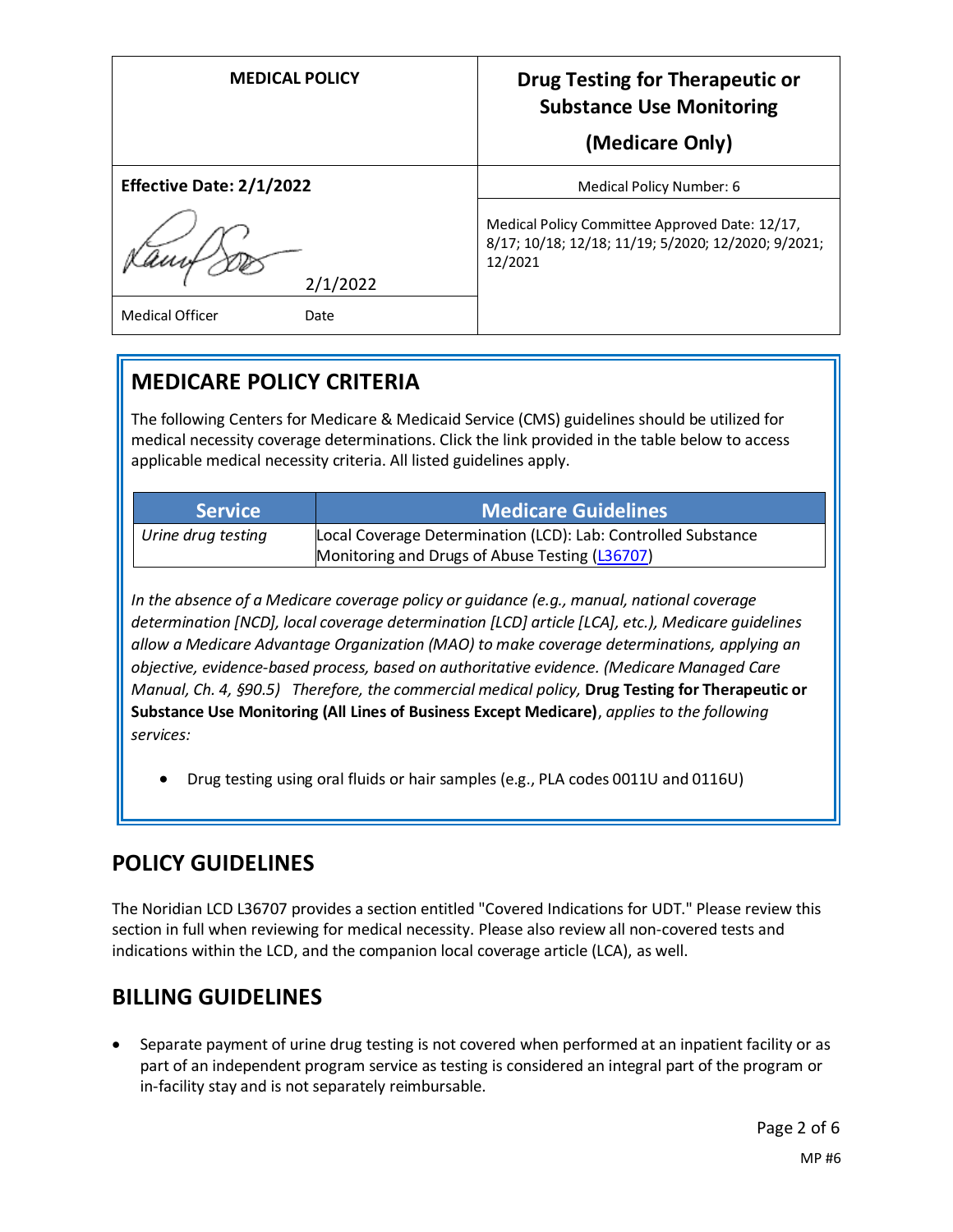| MEDICAL POLICY | Drug Testing for Therapeutic or Substance Use Monitoring (Medicare Only) |
| --- | --- |
| **Effective Date: 2/1/2022** | Medical Policy Number: 6 |
| 2/1/2022<br>Medical Officer Date | Medical Policy Committee Approved Date: 12/17, 8/17; 10/18; 12/18; 11/19; 5/2020; 12/2020; 9/2021; 12/2021 |

## MEDICARE POLICY CRITERIA

The following Centers for Medicare & Medicaid Service (CMS) guidelines should be utilized for medical necessity coverage determinations. Click the link provided in the table below to access applicable medical necessity criteria. All listed guidelines apply.

| Service | Medicare Guidelines |
| --- | --- |
| *Urine drug testing* | Local Coverage Determination (LCD): Lab: Controlled Substance Monitoring and Drugs of Abuse Testing (L36707) |

*In the absence of a Medicare coverage policy or guidance (e.g., manual, national coverage determination [NCD], local coverage determination [LCD] article [LCA], etc.), Medicare guidelines allow a Medicare Advantage Organization (MAO) to make coverage determinations, applying an objective, evidence-based process, based on authoritative evidence. (Medicare Managed Care Manual, Ch. 4, §90.5) Therefore, the commercial medical policy,* **Drug Testing for Therapeutic or Substance Use Monitoring (All Lines of Business Except Medicare)**, *applies to the following services:*

- Drug testing using oral fluids or hair samples (e.g., PLA codes 0011U and 0116U)

## POLICY GUIDELINES

The Noridian LCD L36707 provides a section entitled "Covered Indications for UDT." Please review this section in full when reviewing for medical necessity. Please also review all non-covered tests and indications within the LCD, and the companion local coverage article (LCA), as well.

## BILLING GUIDELINES

- Separate payment of urine drug testing is not covered when performed at an inpatient facility or as part of an independent program service as testing is considered an integral part of the program or in-facility stay and is not separately reimbursable.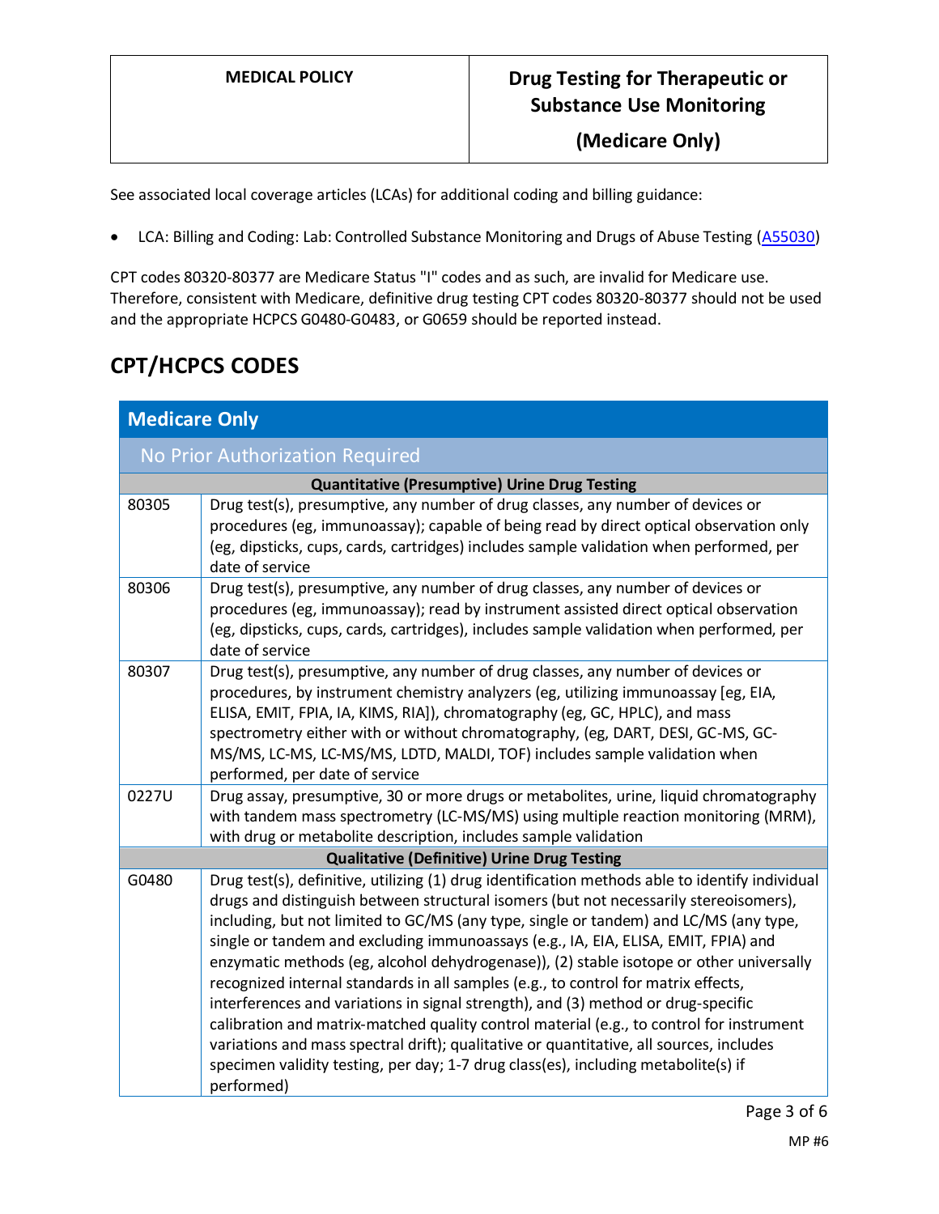See associated local coverage articles (LCAs) for additional coding and billing guidance:

- LCA: Billing and Coding: Lab: Controlled Substance Monitoring and Drugs of Abuse Testing (A55030)

CPT codes 80320-80377 are Medicare Status "I" codes and as such, are invalid for Medicare use. Therefore, consistent with Medicare, definitive drug testing CPT codes 80320-80377 should not be used and the appropriate HCPCS G0480-G0483, or G0659 should be reported instead.

## CPT/HCPCS CODES

| Medicare Only | |
|---|---|
| No Prior Authorization Required | |
| **Quantitative (Presumptive) Urine Drug Testing** | |
| 80305 | Drug test(s), presumptive, any number of drug classes, any number of devices or procedures (eg, immunoassay); capable of being read by direct optical observation only (eg, dipsticks, cups, cards, cartridges) includes sample validation when performed, per date of service |
| 80306 | Drug test(s), presumptive, any number of drug classes, any number of devices or procedures (eg, immunoassay); read by instrument assisted direct optical observation (eg, dipsticks, cups, cards, cartridges), includes sample validation when performed, per date of service |
| 80307 | Drug test(s), presumptive, any number of drug classes, any number of devices or procedures, by instrument chemistry analyzers (eg, utilizing immunoassay [eg, EIA, ELISA, EMIT, FPIA, IA, KIMS, RIA]), chromatography (eg, GC, HPLC), and mass spectrometry either with or without chromatography, (eg, DART, DESI, GC-MS, GC-MS/MS, LC-MS, LC-MS/MS, LDTD, MALDI, TOF) includes sample validation when performed, per date of service |
| 0227U | Drug assay, presumptive, 30 or more drugs or metabolites, urine, liquid chromatography with tandem mass spectrometry (LC-MS/MS) using multiple reaction monitoring (MRM), with drug or metabolite description, includes sample validation |
| **Qualitative (Definitive) Urine Drug Testing** | |
| G0480 | Drug test(s), definitive, utilizing (1) drug identification methods able to identify individual drugs and distinguish between structural isomers (but not necessarily stereoisomers), including, but not limited to GC/MS (any type, single or tandem) and LC/MS (any type, single or tandem and excluding immunoassays (e.g., IA, EIA, ELISA, EMIT, FPIA) and enzymatic methods (eg, alcohol dehydrogenase)), (2) stable isotope or other universally recognized internal standards in all samples (e.g., to control for matrix effects, interferences and variations in signal strength), and (3) method or drug-specific calibration and matrix-matched quality control material (e.g., to control for instrument variations and mass spectral drift); qualitative or quantitative, all sources, includes specimen validity testing, per day; 1-7 drug class(es), including metabolite(s) if performed) |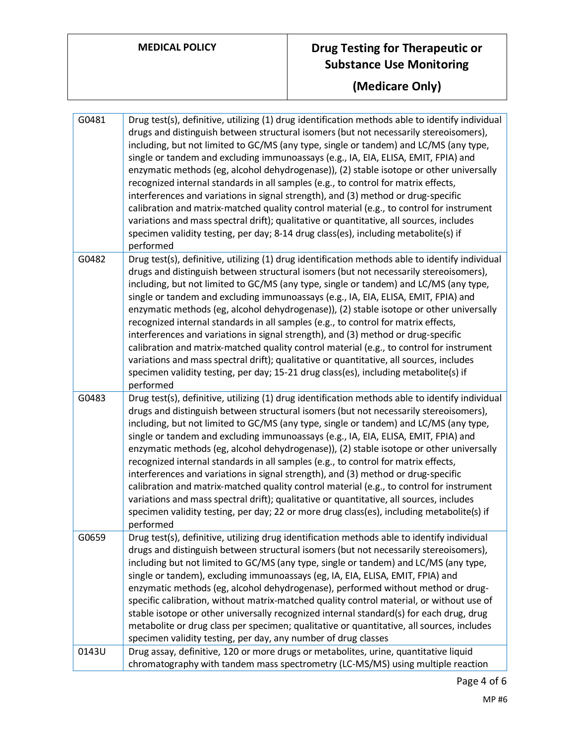| | |
|---|---|
| G0481 | Drug test(s), definitive, utilizing (1) drug identification methods able to identify individual drugs and distinguish between structural isomers (but not necessarily stereoisomers), including, but not limited to GC/MS (any type, single or tandem) and LC/MS (any type, single or tandem and excluding immunoassays (e.g., IA, EIA, ELISA, EMIT, FPIA) and enzymatic methods (eg, alcohol dehydrogenase)), (2) stable isotope or other universally recognized internal standards in all samples (e.g., to control for matrix effects, interferences and variations in signal strength), and (3) method or drug-specific calibration and matrix-matched quality control material (e.g., to control for instrument variations and mass spectral drift); qualitative or quantitative, all sources, includes specimen validity testing, per day; 8-14 drug class(es), including metabolite(s) if performed |
| G0482 | Drug test(s), definitive, utilizing (1) drug identification methods able to identify individual drugs and distinguish between structural isomers (but not necessarily stereoisomers), including, but not limited to GC/MS (any type, single or tandem) and LC/MS (any type, single or tandem and excluding immunoassays (e.g., IA, EIA, ELISA, EMIT, FPIA) and enzymatic methods (eg, alcohol dehydrogenase)), (2) stable isotope or other universally recognized internal standards in all samples (e.g., to control for matrix effects, interferences and variations in signal strength), and (3) method or drug-specific calibration and matrix-matched quality control material (e.g., to control for instrument variations and mass spectral drift); qualitative or quantitative, all sources, includes specimen validity testing, per day; 15-21 drug class(es), including metabolite(s) if performed |
| G0483 | Drug test(s), definitive, utilizing (1) drug identification methods able to identify individual drugs and distinguish between structural isomers (but not necessarily stereoisomers), including, but not limited to GC/MS (any type, single or tandem) and LC/MS (any type, single or tandem and excluding immunoassays (e.g., IA, EIA, ELISA, EMIT, FPIA) and enzymatic methods (eg, alcohol dehydrogenase)), (2) stable isotope or other universally recognized internal standards in all samples (e.g., to control for matrix effects, interferences and variations in signal strength), and (3) method or drug-specific calibration and matrix-matched quality control material (e.g., to control for instrument variations and mass spectral drift); qualitative or quantitative, all sources, includes specimen validity testing, per day; 22 or more drug class(es), including metabolite(s) if performed |
| G0659 | Drug test(s), definitive, utilizing drug identification methods able to identify individual drugs and distinguish between structural isomers (but not necessarily stereoisomers), including but not limited to GC/MS (any type, single or tandem) and LC/MS (any type, single or tandem), excluding immunoassays (eg, IA, EIA, ELISA, EMIT, FPIA) and enzymatic methods (eg, alcohol dehydrogenase), performed without method or drug-specific calibration, without matrix-matched quality control material, or without use of stable isotope or other universally recognized internal standard(s) for each drug, drug metabolite or drug class per specimen; qualitative or quantitative, all sources, includes specimen validity testing, per day, any number of drug classes |
| 0143U | Drug assay, definitive, 120 or more drugs or metabolites, urine, quantitative liquid chromatography with tandem mass spectrometry (LC-MS/MS) using multiple reaction |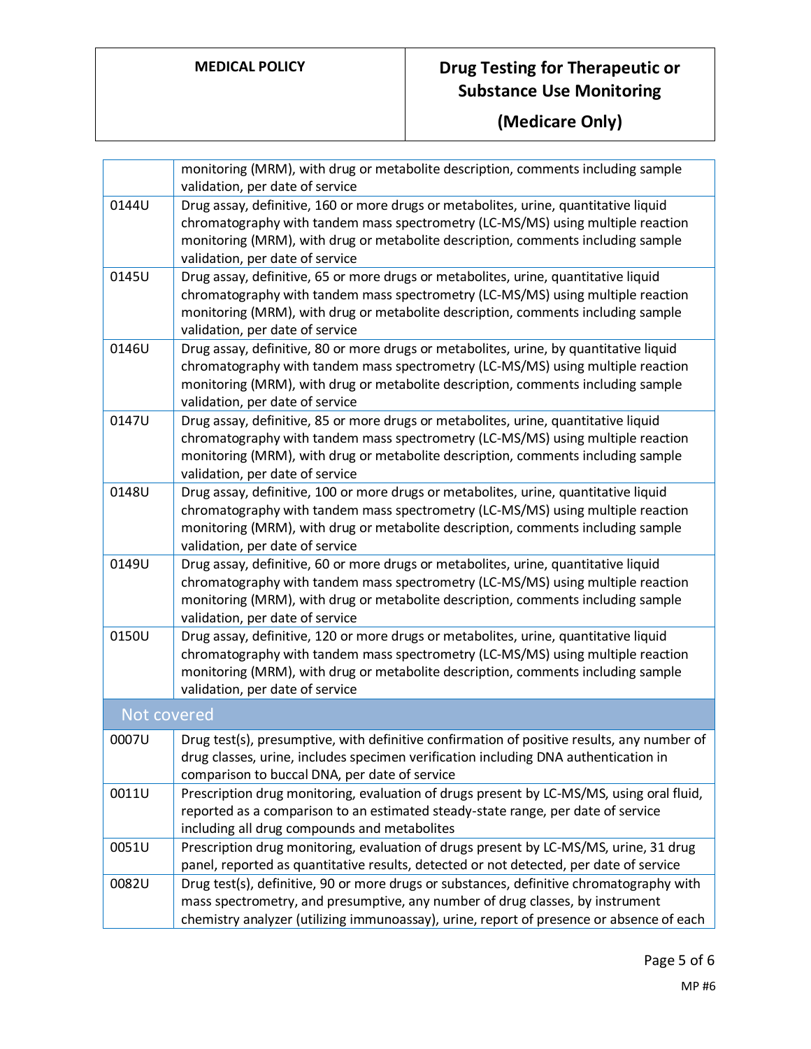| | |
|---|---|
| | monitoring (MRM), with drug or metabolite description, comments including sample validation, per date of service |
| 0144U | Drug assay, definitive, 160 or more drugs or metabolites, urine, quantitative liquid chromatography with tandem mass spectrometry (LC-MS/MS) using multiple reaction monitoring (MRM), with drug or metabolite description, comments including sample validation, per date of service |
| 0145U | Drug assay, definitive, 65 or more drugs or metabolites, urine, quantitative liquid chromatography with tandem mass spectrometry (LC-MS/MS) using multiple reaction monitoring (MRM), with drug or metabolite description, comments including sample validation, per date of service |
| 0146U | Drug assay, definitive, 80 or more drugs or metabolites, urine, by quantitative liquid chromatography with tandem mass spectrometry (LC-MS/MS) using multiple reaction monitoring (MRM), with drug or metabolite description, comments including sample validation, per date of service |
| 0147U | Drug assay, definitive, 85 or more drugs or metabolites, urine, quantitative liquid chromatography with tandem mass spectrometry (LC-MS/MS) using multiple reaction monitoring (MRM), with drug or metabolite description, comments including sample validation, per date of service |
| 0148U | Drug assay, definitive, 100 or more drugs or metabolites, urine, quantitative liquid chromatography with tandem mass spectrometry (LC-MS/MS) using multiple reaction monitoring (MRM), with drug or metabolite description, comments including sample validation, per date of service |
| 0149U | Drug assay, definitive, 60 or more drugs or metabolites, urine, quantitative liquid chromatography with tandem mass spectrometry (LC-MS/MS) using multiple reaction monitoring (MRM), with drug or metabolite description, comments including sample validation, per date of service |
| 0150U | Drug assay, definitive, 120 or more drugs or metabolites, urine, quantitative liquid chromatography with tandem mass spectrometry (LC-MS/MS) using multiple reaction monitoring (MRM), with drug or metabolite description, comments including sample validation, per date of service |
| **Not covered** | |
| 0007U | Drug test(s), presumptive, with definitive confirmation of positive results, any number of drug classes, urine, includes specimen verification including DNA authentication in comparison to buccal DNA, per date of service |
| 0011U | Prescription drug monitoring, evaluation of drugs present by LC-MS/MS, using oral fluid, reported as a comparison to an estimated steady-state range, per date of service including all drug compounds and metabolites |
| 0051U | Prescription drug monitoring, evaluation of drugs present by LC-MS/MS, urine, 31 drug panel, reported as quantitative results, detected or not detected, per date of service |
| 0082U | Drug test(s), definitive, 90 or more drugs or substances, definitive chromatography with mass spectrometry, and presumptive, any number of drug classes, by instrument chemistry analyzer (utilizing immunoassay), urine, report of presence or absence of each |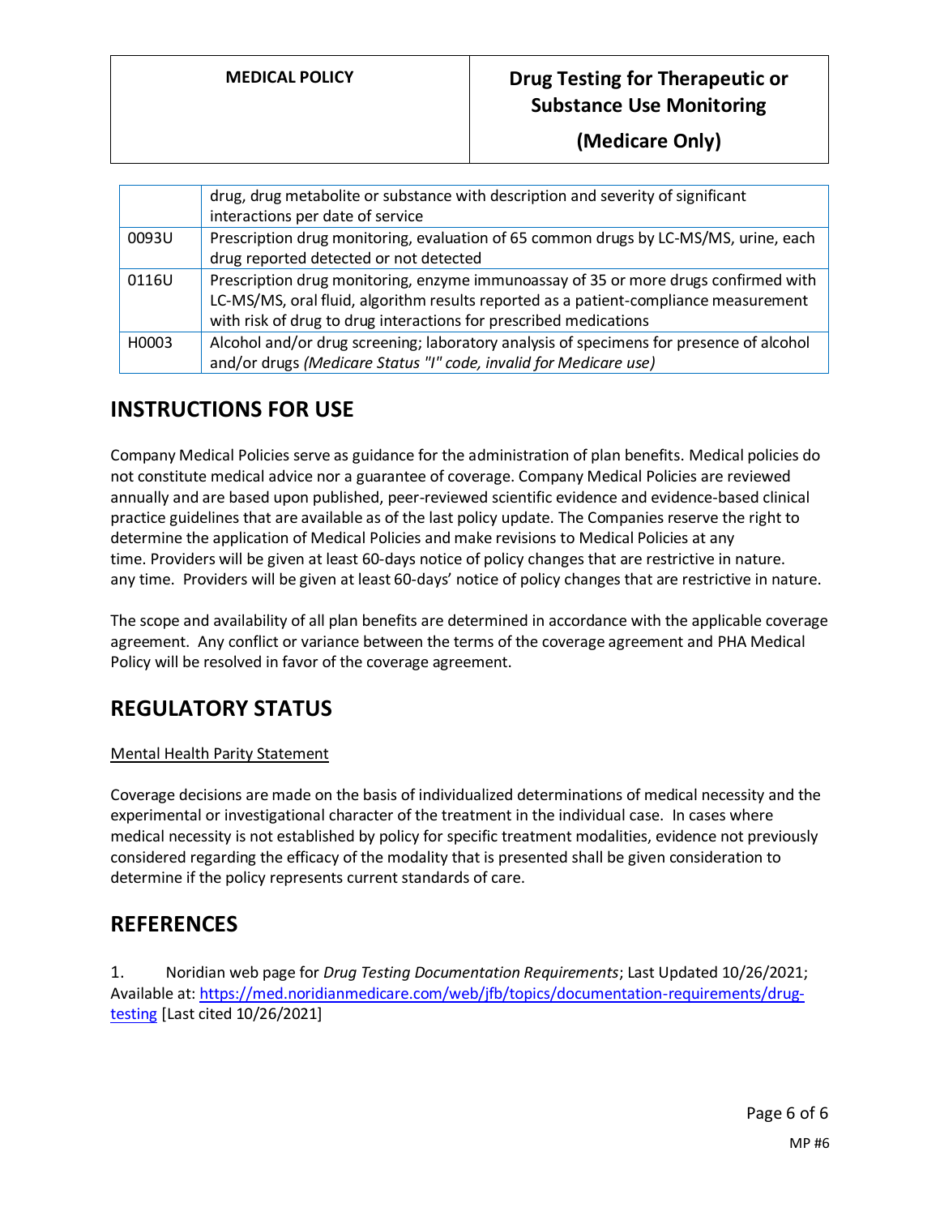| | |
|---|---|
| | drug, drug metabolite or substance with description and severity of significant interactions per date of service |
| 0093U | Prescription drug monitoring, evaluation of 65 common drugs by LC-MS/MS, urine, each drug reported detected or not detected |
| 0116U | Prescription drug monitoring, enzyme immunoassay of 35 or more drugs confirmed with LC-MS/MS, oral fluid, algorithm results reported as a patient-compliance measurement with risk of drug to drug interactions for prescribed medications |
| H0003 | Alcohol and/or drug screening; laboratory analysis of specimens for presence of alcohol and/or drugs *(Medicare Status "I" code, invalid for Medicare use)* |

# INSTRUCTIONS FOR USE

Company Medical Policies serve as guidance for the administration of plan benefits. Medical policies do not constitute medical advice nor a guarantee of coverage. Company Medical Policies are reviewed annually and are based upon published, peer-reviewed scientific evidence and evidence-based clinical practice guidelines that are available as of the last policy update. The Companies reserve the right to determine the application of Medical Policies and make revisions to Medical Policies at any time. Providers will be given at least 60-days notice of policy changes that are restrictive in nature. any time. Providers will be given at least 60-days' notice of policy changes that are restrictive in nature.

The scope and availability of all plan benefits are determined in accordance with the applicable coverage agreement. Any conflict or variance between the terms of the coverage agreement and PHA Medical Policy will be resolved in favor of the coverage agreement.

# REGULATORY STATUS

Mental Health Parity Statement

Coverage decisions are made on the basis of individualized determinations of medical necessity and the experimental or investigational character of the treatment in the individual case. In cases where medical necessity is not established by policy for specific treatment modalities, evidence not previously considered regarding the efficacy of the modality that is presented shall be given consideration to determine if the policy represents current standards of care.

# REFERENCES

1. Noridian web page for *Drug Testing Documentation Requirements*; Last Updated 10/26/2021; Available at: [https://med.noridianmedicare.com/web/jfb/topics/documentation-requirements/drug-testing](https://med.noridianmedicare.com/web/jfb/topics/documentation-requirements/drug-testing) [Last cited 10/26/2021]